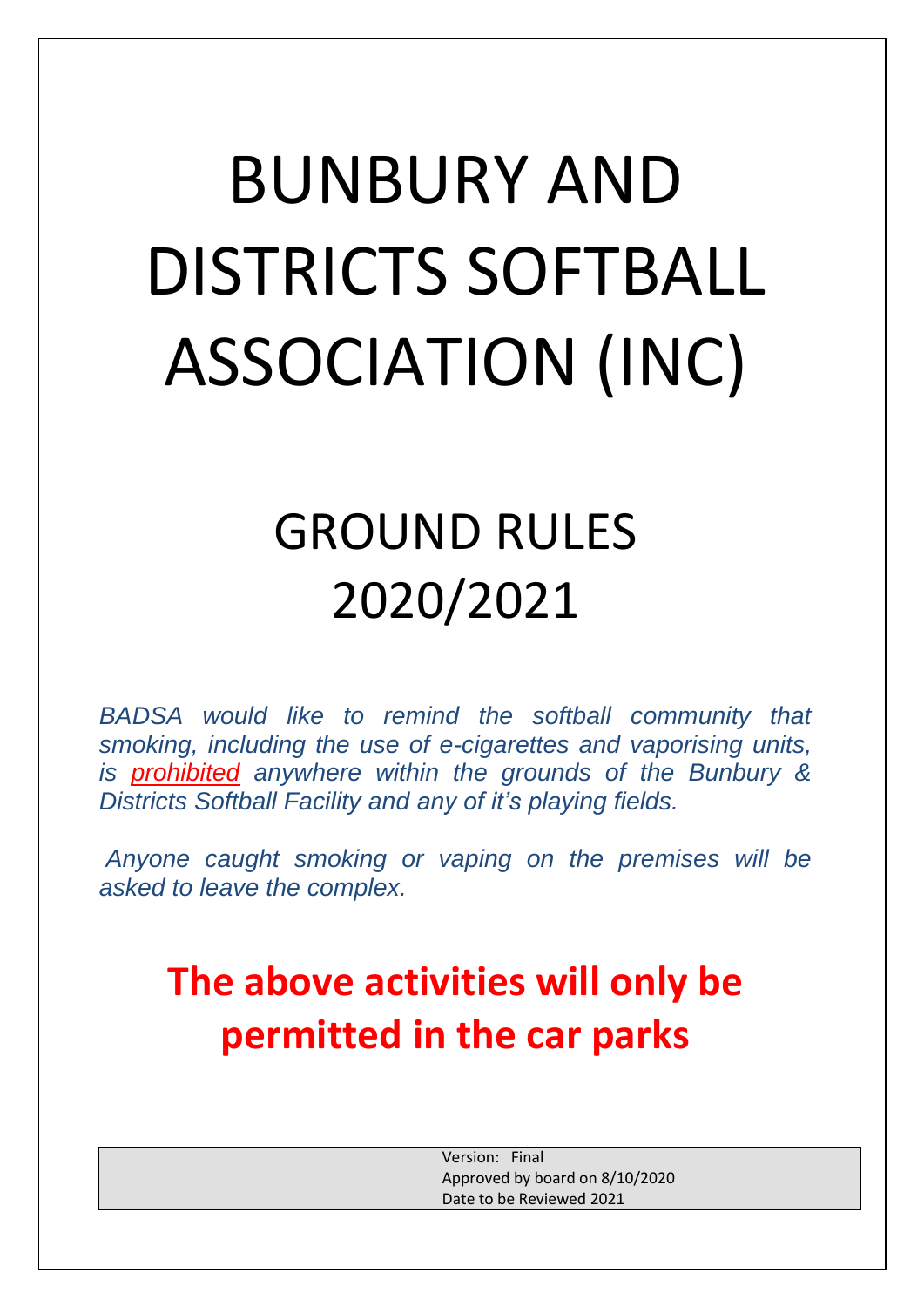# BUNBURY AND DISTRICTS SOFTBALL ASSOCIATION (INC)

## GROUND RULES 2020/2021

*BADSA would like to remind the softball community that smoking, including the use of e-cigarettes and vaporising units, is prohibited anywhere within the grounds of the Bunbury & Districts Softball Facility and any of it's playing fields.*

*Anyone caught smoking or vaping on the premises will be asked to leave the complex.*

**The above activities will only be permitted in the car parks**

| |
|---|
| Version: Final<br>Approved by board on 8/10/2020<br>Date to be Reviewed 2021 |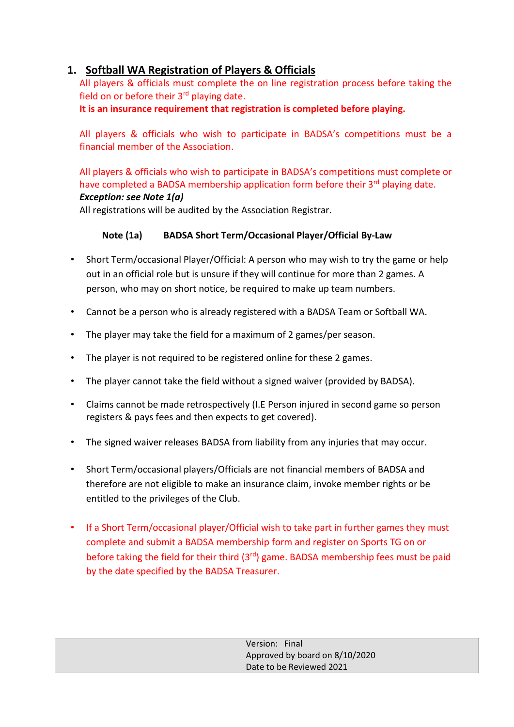## 1. Softball WA Registration of Players & Officials

All players & officials must complete the on line registration process before taking the field on or before their 3rd playing date.

**It is an insurance requirement that registration is completed before playing.**

All players & officials who wish to participate in BADSA's competitions must be a financial member of the Association.

All players & officials who wish to participate in BADSA's competitions must complete or have completed a BADSA membership application form before their 3rd playing date.

***Exception: see Note 1(a)***

All registrations will be audited by the Association Registrar.

**Note (1a) BADSA Short Term/Occasional Player/Official By-Law**

- Short Term/occasional Player/Official: A person who may wish to try the game or help out in an official role but is unsure if they will continue for more than 2 games. A person, who may on short notice, be required to make up team numbers.
- Cannot be a person who is already registered with a BADSA Team or Softball WA.
- The player may take the field for a maximum of 2 games/per season.
- The player is not required to be registered online for these 2 games.
- The player cannot take the field without a signed waiver (provided by BADSA).
- Claims cannot be made retrospectively (I.E Person injured in second game so person registers & pays fees and then expects to get covered).
- The signed waiver releases BADSA from liability from any injuries that may occur.
- Short Term/occasional players/Officials are not financial members of BADSA and therefore are not eligible to make an insurance claim, invoke member rights or be entitled to the privileges of the Club.
- If a Short Term/occasional player/Official wish to take part in further games they must complete and submit a BADSA membership form and register on Sports TG on or before taking the field for their third (3rd) game. BADSA membership fees must be paid by the date specified by the BADSA Treasurer.

| Version: Final<br>Approved by board on 8/10/2020<br>Date to be Reviewed 2021 |
|---|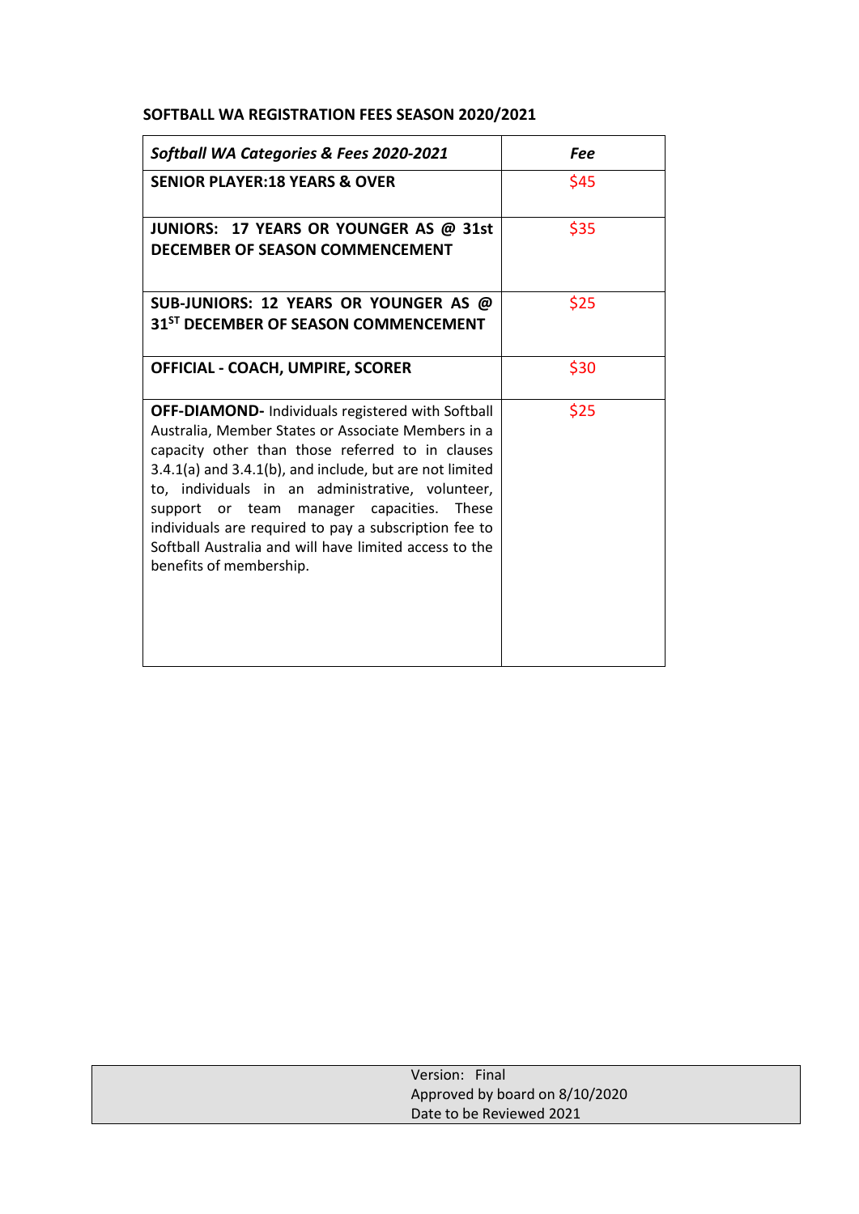**SOFTBALL WA REGISTRATION FEES SEASON 2020/2021**

| ***Softball WA Categories & Fees 2020-2021*** | ***Fee*** |
|---|---|
| **SENIOR PLAYER:18 YEARS & OVER** | $45 |
| **JUNIORS: 17 YEARS OR YOUNGER AS @ 31st DECEMBER OF SEASON COMMENCEMENT** | $35 |
| **SUB-JUNIORS: 12 YEARS OR YOUNGER AS @ 31ST DECEMBER OF SEASON COMMENCEMENT** | $25 |
| **OFFICIAL - COACH, UMPIRE, SCORER** | $30 |
| **OFF-DIAMOND-** Individuals registered with Softball Australia, Member States or Associate Members in a capacity other than those referred to in clauses 3.4.1(a) and 3.4.1(b), and include, but are not limited to, individuals in an administrative, volunteer, support or team manager capacities. These individuals are required to pay a subscription fee to Softball Australia and will have limited access to the benefits of membership. | $25 |

Version: Final
Approved by board on 8/10/2020
Date to be Reviewed 2021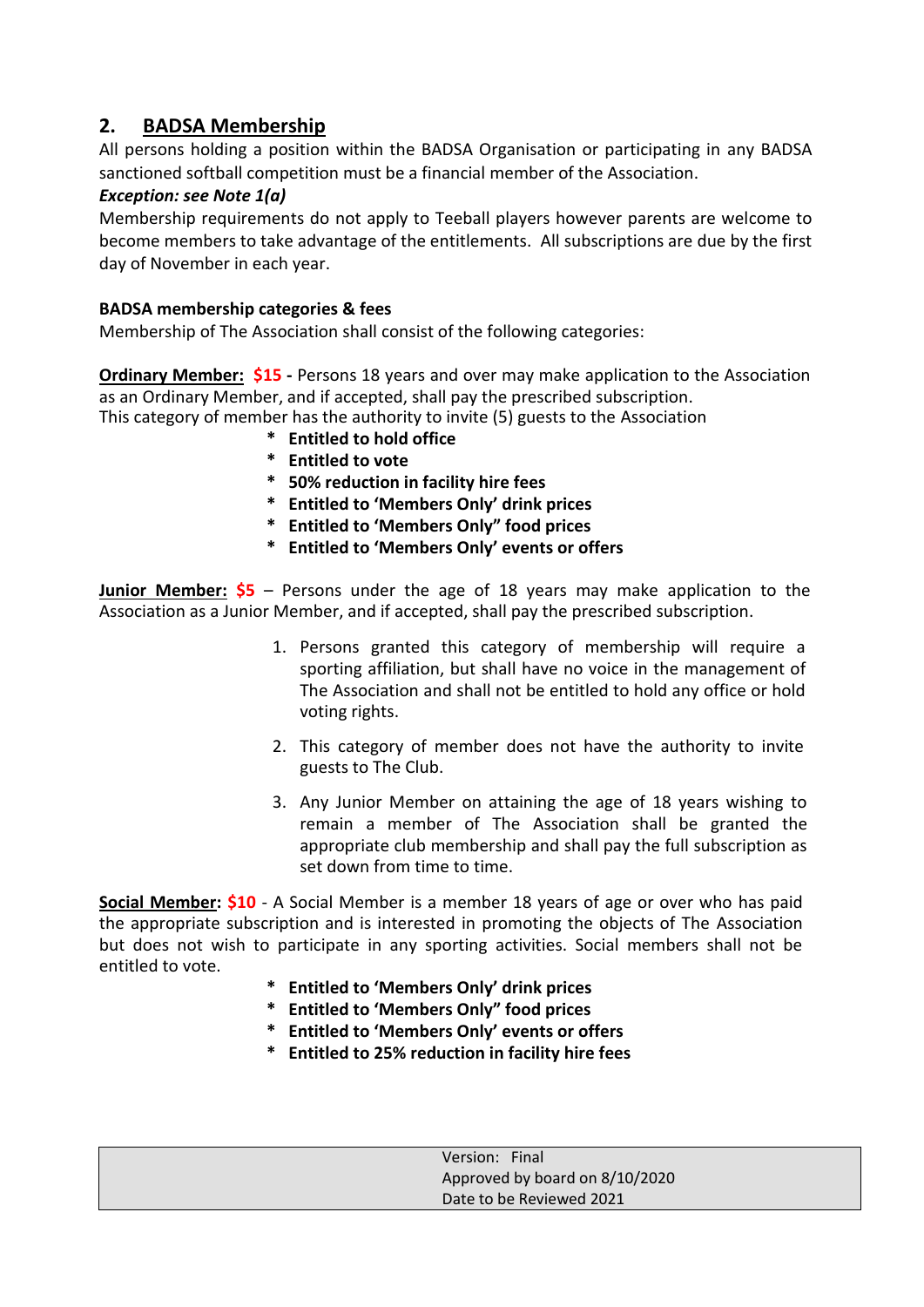## 2. BADSA Membership

All persons holding a position within the BADSA Organisation or participating in any BADSA sanctioned softball competition must be a financial member of the Association.

***Exception: see Note 1(a)***

Membership requirements do not apply to Teeball players however parents are welcome to become members to take advantage of the entitlements. All subscriptions are due by the first day of November in each year.

**BADSA membership categories & fees**

Membership of The Association shall consist of the following categories:

**Ordinary Member: $15 -** Persons 18 years and over may make application to the Association as an Ordinary Member, and if accepted, shall pay the prescribed subscription.
This category of member has the authority to invite (5) guests to the Association

- **Entitled to hold office**
- **Entitled to vote**
- **50% reduction in facility hire fees**
- **Entitled to 'Members Only' drink prices**
- **Entitled to 'Members Only" food prices**
- **Entitled to 'Members Only' events or offers**

**Junior Member: $5** – Persons under the age of 18 years may make application to the Association as a Junior Member, and if accepted, shall pay the prescribed subscription.

1. Persons granted this category of membership will require a sporting affiliation, but shall have no voice in the management of The Association and shall not be entitled to hold any office or hold voting rights.
2. This category of member does not have the authority to invite guests to The Club.
3. Any Junior Member on attaining the age of 18 years wishing to remain a member of The Association shall be granted the appropriate club membership and shall pay the full subscription as set down from time to time.

**Social Member: $10** - A Social Member is a member 18 years of age or over who has paid the appropriate subscription and is interested in promoting the objects of The Association but does not wish to participate in any sporting activities. Social members shall not be entitled to vote.

- **Entitled to 'Members Only' drink prices**
- **Entitled to 'Members Only" food prices**
- **Entitled to 'Members Only' events or offers**
- **Entitled to 25% reduction in facility hire fees**

| Version: Final<br>Approved by board on 8/10/2020<br>Date to be Reviewed 2021 |
|---|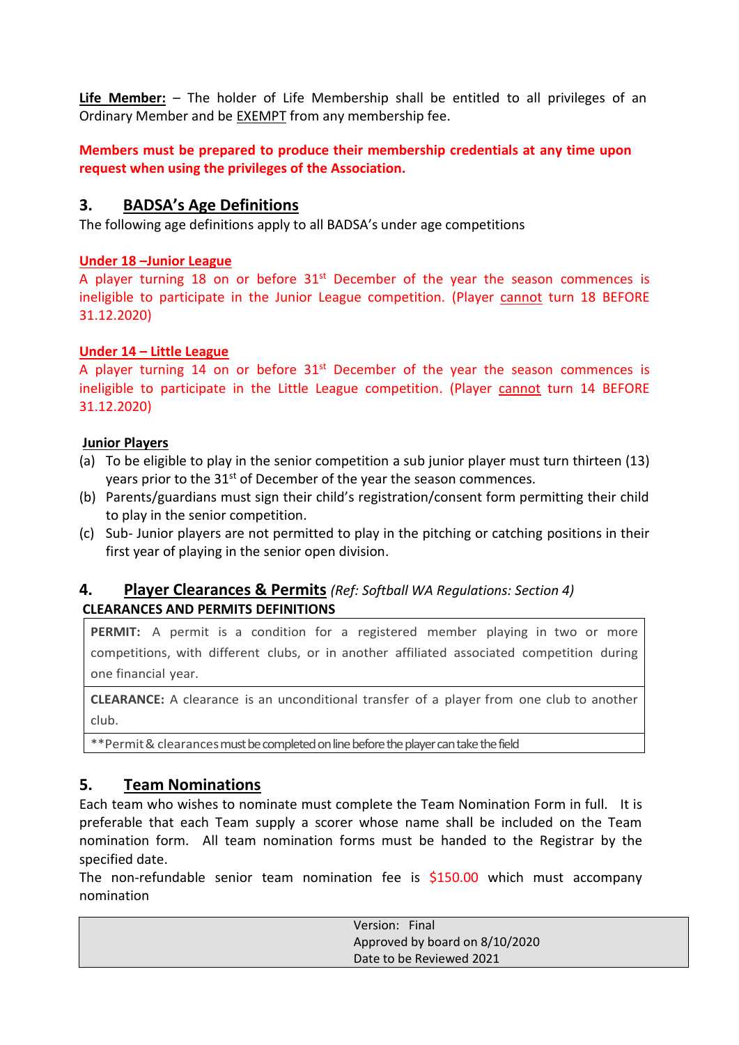**Life Member:** – The holder of Life Membership shall be entitled to all privileges of an Ordinary Member and be EXEMPT from any membership fee.

**Members must be prepared to produce their membership credentials at any time upon request when using the privileges of the Association.**

## 3. BADSA's Age Definitions

The following age definitions apply to all BADSA's under age competitions

**Under 18 –Junior League**

A player turning 18 on or before 31st December of the year the season commences is ineligible to participate in the Junior League competition. (Player cannot turn 18 BEFORE 31.12.2020)

**Under 14 – Little League**

A player turning 14 on or before 31st December of the year the season commences is ineligible to participate in the Little League competition. (Player cannot turn 14 BEFORE 31.12.2020)

**Junior Players**

(a) To be eligible to play in the senior competition a sub junior player must turn thirteen (13) years prior to the 31st of December of the year the season commences.

(b) Parents/guardians must sign their child's registration/consent form permitting their child to play in the senior competition.

(c) Sub- Junior players are not permitted to play in the pitching or catching positions in their first year of playing in the senior open division.

## 4. Player Clearances & Permits *(Ref: Softball WA Regulations: Section 4)*

**CLEARANCES AND PERMITS DEFINITIONS**

| |
|---|
| **PERMIT:** A permit is a condition for a registered member playing in two or more competitions, with different clubs, or in another affiliated associated competition during one financial year. |
| **CLEARANCE:** A clearance is an unconditional transfer of a player from one club to another club. |
| **Permit & clearances must be completed on line before the player can take the field |

## 5. Team Nominations

Each team who wishes to nominate must complete the Team Nomination Form in full. It is preferable that each Team supply a scorer whose name shall be included on the Team nomination form. All team nomination forms must be handed to the Registrar by the specified date.

The non-refundable senior team nomination fee is $150.00 which must accompany nomination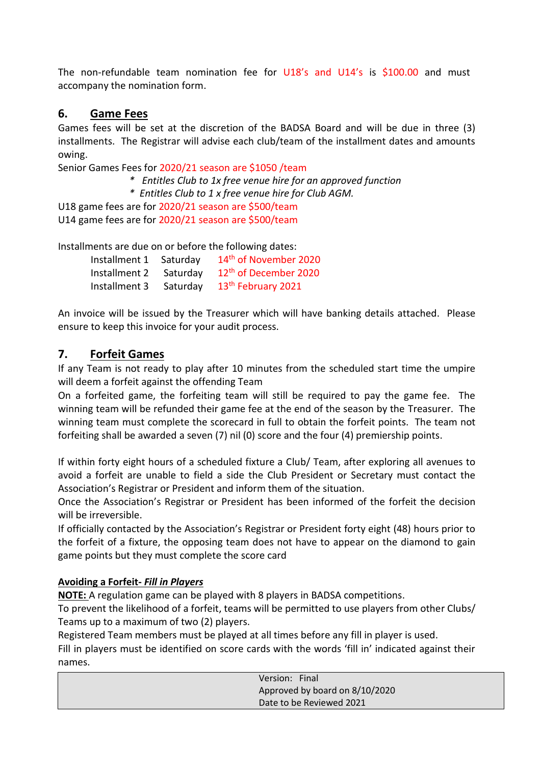The non-refundable team nomination fee for U18's and U14's is $100.00 and must accompany the nomination form.

## 6. Game Fees

Games fees will be set at the discretion of the BADSA Board and will be due in three (3) installments. The Registrar will advise each club/team of the installment dates and amounts owing.

Senior Games Fees for 2020/21 season are $1050 /team

- *Entitles Club to 1x free venue hire for an approved function*
- *Entitles Club to 1 x free venue hire for Club AGM.*

U18 game fees are for 2020/21 season are $500/team
U14 game fees are for 2020/21 season are $500/team

Installments are due on or before the following dates:

| | | |
|---|---|---|
| Installment 1 | Saturday | 14th of November 2020 |
| Installment 2 | Saturday | 12th of December 2020 |
| Installment 3 | Saturday | 13th February 2021 |

An invoice will be issued by the Treasurer which will have banking details attached. Please ensure to keep this invoice for your audit process.

## 7. Forfeit Games

If any Team is not ready to play after 10 minutes from the scheduled start time the umpire will deem a forfeit against the offending Team

On a forfeited game, the forfeiting team will still be required to pay the game fee. The winning team will be refunded their game fee at the end of the season by the Treasurer. The winning team must complete the scorecard in full to obtain the forfeit points. The team not forfeiting shall be awarded a seven (7) nil (0) score and the four (4) premiership points.

If within forty eight hours of a scheduled fixture a Club/ Team, after exploring all avenues to avoid a forfeit are unable to field a side the Club President or Secretary must contact the Association's Registrar or President and inform them of the situation.

Once the Association's Registrar or President has been informed of the forfeit the decision will be irreversible.

If officially contacted by the Association's Registrar or President forty eight (48) hours prior to the forfeit of a fixture, the opposing team does not have to appear on the diamond to gain game points but they must complete the score card

**Avoiding a Forfeit- *Fill in Players***

**NOTE:** A regulation game can be played with 8 players in BADSA competitions.

To prevent the likelihood of a forfeit, teams will be permitted to use players from other Clubs/ Teams up to a maximum of two (2) players.

Registered Team members must be played at all times before any fill in player is used.

Fill in players must be identified on score cards with the words 'fill in' indicated against their names.

Version: Final
Approved by board on 8/10/2020
Date to be Reviewed 2021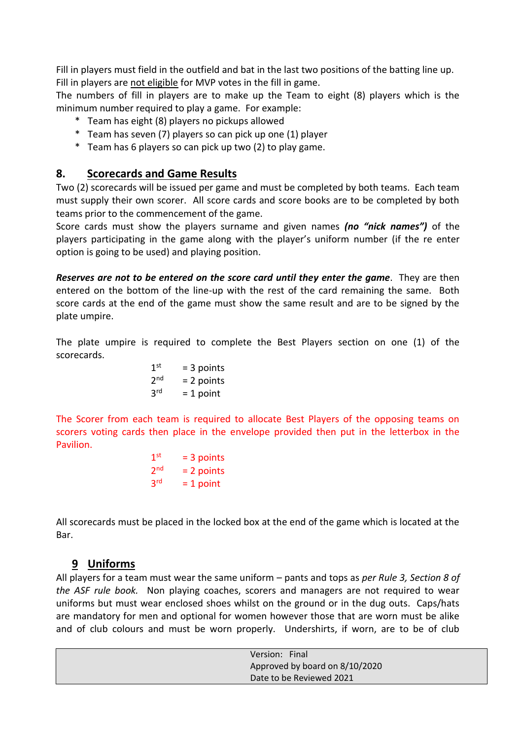Fill in players must field in the outfield and bat in the last two positions of the batting line up. Fill in players are not eligible for MVP votes in the fill in game.

The numbers of fill in players are to make up the Team to eight (8) players which is the minimum number required to play a game. For example:

- Team has eight (8) players no pickups allowed
- Team has seven (7) players so can pick up one (1) player
- Team has 6 players so can pick up two (2) to play game.

## 8. Scorecards and Game Results

Two (2) scorecards will be issued per game and must be completed by both teams. Each team must supply their own scorer. All score cards and score books are to be completed by both teams prior to the commencement of the game.

Score cards must show the players surname and given names ***(no "nick names")*** of the players participating in the game along with the player's uniform number (if the re enter option is going to be used) and playing position.

***Reserves are not to be entered on the score card until they enter the game***. They are then entered on the bottom of the line-up with the rest of the card remaining the same. Both score cards at the end of the game must show the same result and are to be signed by the plate umpire.

The plate umpire is required to complete the Best Players section on one (1) of the scorecards.

1st = 3 points
2nd = 2 points
3rd = 1 point

The Scorer from each team is required to allocate Best Players of the opposing teams on scorers voting cards then place in the envelope provided then put in the letterbox in the Pavilion.

1st = 3 points
2nd = 2 points
3rd = 1 point

All scorecards must be placed in the locked box at the end of the game which is located at the Bar.

## 9 Uniforms

All players for a team must wear the same uniform – pants and tops as *per Rule 3, Section 8 of the ASF rule book.* Non playing coaches, scorers and managers are not required to wear uniforms but must wear enclosed shoes whilst on the ground or in the dug outs. Caps/hats are mandatory for men and optional for women however those that are worn must be alike and of club colours and must be worn properly. Undershirts, if worn, are to be of club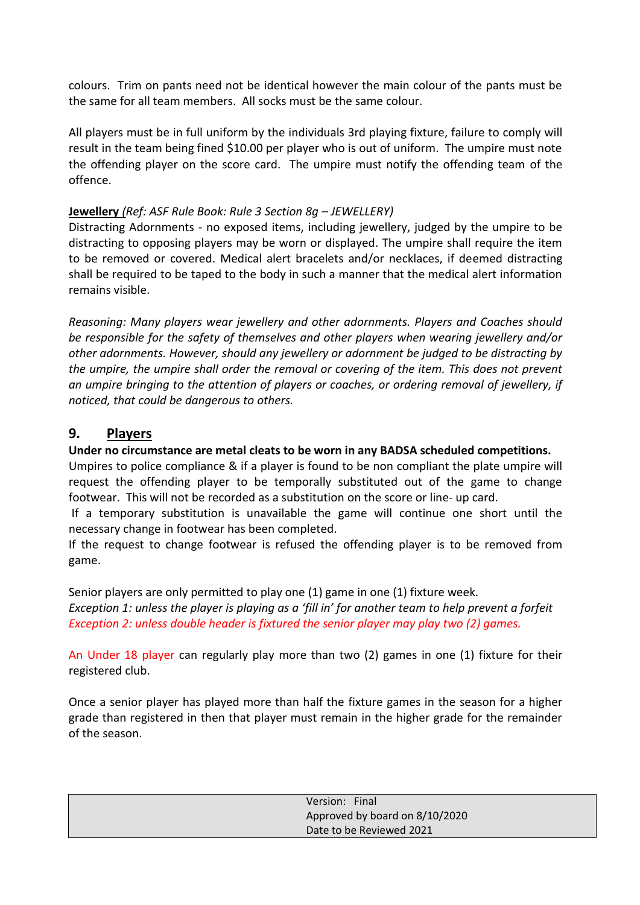colours. Trim on pants need not be identical however the main colour of the pants must be the same for all team members. All socks must be the same colour.

All players must be in full uniform by the individuals 3rd playing fixture, failure to comply will result in the team being fined $10.00 per player who is out of uniform. The umpire must note the offending player on the score card. The umpire must notify the offending team of the offence.

**Jewellery** *(Ref: ASF Rule Book: Rule 3 Section 8g – JEWELLERY)*
Distracting Adornments - no exposed items, including jewellery, judged by the umpire to be distracting to opposing players may be worn or displayed. The umpire shall require the item to be removed or covered. Medical alert bracelets and/or necklaces, if deemed distracting shall be required to be taped to the body in such a manner that the medical alert information remains visible.

*Reasoning: Many players wear jewellery and other adornments. Players and Coaches should be responsible for the safety of themselves and other players when wearing jewellery and/or other adornments. However, should any jewellery or adornment be judged to be distracting by the umpire, the umpire shall order the removal or covering of the item. This does not prevent an umpire bringing to the attention of players or coaches, or ordering removal of jewellery, if noticed, that could be dangerous to others.*

## 9. Players

**Under no circumstance are metal cleats to be worn in any BADSA scheduled competitions.**
Umpires to police compliance & if a player is found to be non compliant the plate umpire will request the offending player to be temporally substituted out of the game to change footwear. This will not be recorded as a substitution on the score or line- up card.
If a temporary substitution is unavailable the game will continue one short until the necessary change in footwear has been completed.
If the request to change footwear is refused the offending player is to be removed from game.

Senior players are only permitted to play one (1) game in one (1) fixture week.
*Exception 1: unless the player is playing as a 'fill in' for another team to help prevent a forfeit*
*Exception 2: unless double header is fixtured the senior player may play two (2) games.*

An Under 18 player can regularly play more than two (2) games in one (1) fixture for their registered club.

Once a senior player has played more than half the fixture games in the season for a higher grade than registered in then that player must remain in the higher grade for the remainder of the season.

| Version: Final<br>Approved by board on 8/10/2020<br>Date to be Reviewed 2021 |
|---|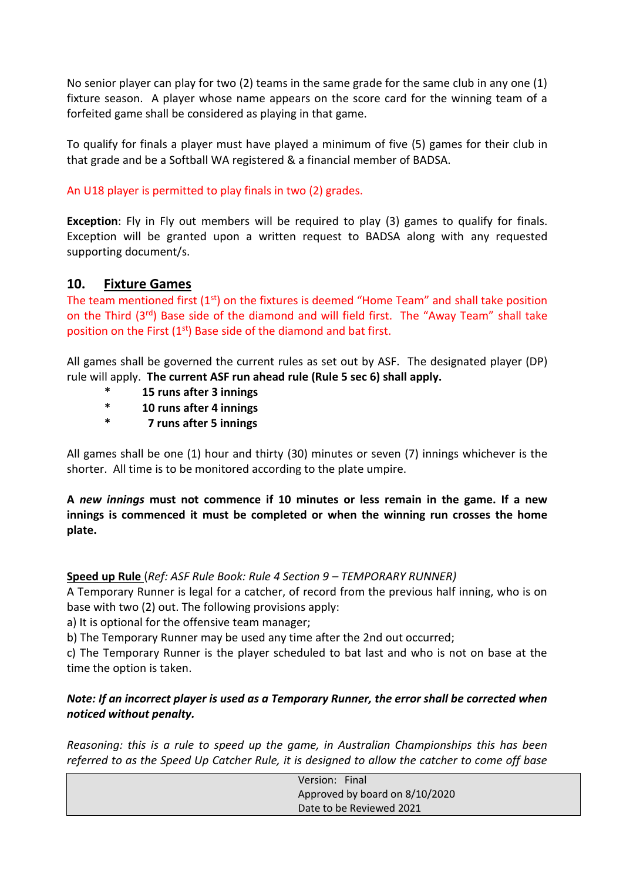No senior player can play for two (2) teams in the same grade for the same club in any one (1) fixture season. A player whose name appears on the score card for the winning team of a forfeited game shall be considered as playing in that game.

To qualify for finals a player must have played a minimum of five (5) games for their club in that grade and be a Softball WA registered & a financial member of BADSA.

An U18 player is permitted to play finals in two (2) grades.

**Exception**: Fly in Fly out members will be required to play (3) games to qualify for finals. Exception will be granted upon a written request to BADSA along with any requested supporting document/s.

## 10. Fixture Games

The team mentioned first (1st) on the fixtures is deemed "Home Team" and shall take position on the Third (3rd) Base side of the diamond and will field first. The "Away Team" shall take position on the First (1st) Base side of the diamond and bat first.

All games shall be governed the current rules as set out by ASF. The designated player (DP) rule will apply. **The current ASF run ahead rule (Rule 5 sec 6) shall apply.**

- **15 runs after 3 innings**
- **10 runs after 4 innings**
- **7 runs after 5 innings**

All games shall be one (1) hour and thirty (30) minutes or seven (7) innings whichever is the shorter. All time is to be monitored according to the plate umpire.

**A *new innings* must not commence if 10 minutes or less remain in the game. If a new innings is commenced it must be completed or when the winning run crosses the home plate.**

**Speed up Rule** (*Ref: ASF Rule Book: Rule 4 Section 9 – TEMPORARY RUNNER)*

A Temporary Runner is legal for a catcher, of record from the previous half inning, who is on base with two (2) out. The following provisions apply:

a) It is optional for the offensive team manager;

b) The Temporary Runner may be used any time after the 2nd out occurred;

c) The Temporary Runner is the player scheduled to bat last and who is not on base at the time the option is taken.

***Note: If an incorrect player is used as a Temporary Runner, the error shall be corrected when noticed without penalty.***

*Reasoning: this is a rule to speed up the game, in Australian Championships this has been referred to as the Speed Up Catcher Rule, it is designed to allow the catcher to come off base*

| Version: Final<br>Approved by board on 8/10/2020<br>Date to be Reviewed 2021 |
|---|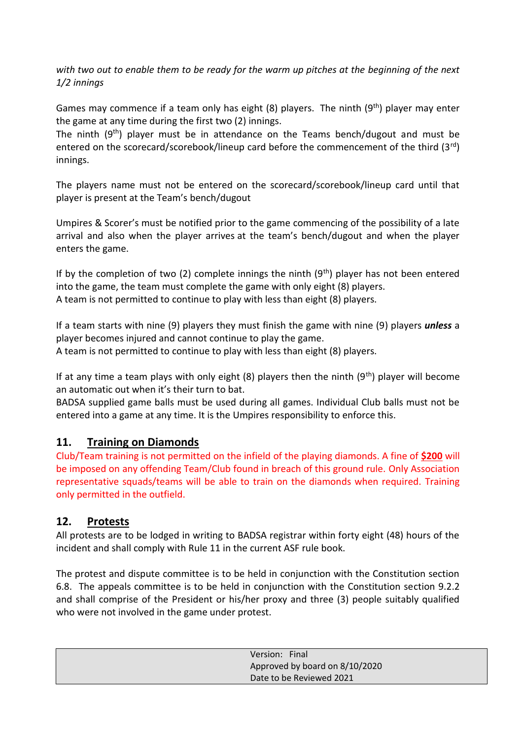*with two out to enable them to be ready for the warm up pitches at the beginning of the next 1/2 innings*

Games may commence if a team only has eight (8) players. The ninth (9th) player may enter the game at any time during the first two (2) innings.
The ninth (9th) player must be in attendance on the Teams bench/dugout and must be entered on the scorecard/scorebook/lineup card before the commencement of the third (3rd) innings.

The players name must not be entered on the scorecard/scorebook/lineup card until that player is present at the Team's bench/dugout

Umpires & Scorer's must be notified prior to the game commencing of the possibility of a late arrival and also when the player arrives at the team's bench/dugout and when the player enters the game.

If by the completion of two (2) complete innings the ninth (9th) player has not been entered into the game, the team must complete the game with only eight (8) players.
A team is not permitted to continue to play with less than eight (8) players.

If a team starts with nine (9) players they must finish the game with nine (9) players ***unless*** a player becomes injured and cannot continue to play the game.
A team is not permitted to continue to play with less than eight (8) players.

If at any time a team plays with only eight (8) players then the ninth (9th) player will become an automatic out when it's their turn to bat.
BADSA supplied game balls must be used during all games. Individual Club balls must not be entered into a game at any time. It is the Umpires responsibility to enforce this.

## 11. Training on Diamonds

Club/Team training is not permitted on the infield of the playing diamonds. A fine of **$200** will be imposed on any offending Team/Club found in breach of this ground rule. Only Association representative squads/teams will be able to train on the diamonds when required. Training only permitted in the outfield.

## 12. Protests

All protests are to be lodged in writing to BADSA registrar within forty eight (48) hours of the incident and shall comply with Rule 11 in the current ASF rule book.

The protest and dispute committee is to be held in conjunction with the Constitution section 6.8. The appeals committee is to be held in conjunction with the Constitution section 9.2.2 and shall comprise of the President or his/her proxy and three (3) people suitably qualified who were not involved in the game under protest.

| | Version: Final<br>Approved by board on 8/10/2020<br>Date to be Reviewed 2021 |
|---|---|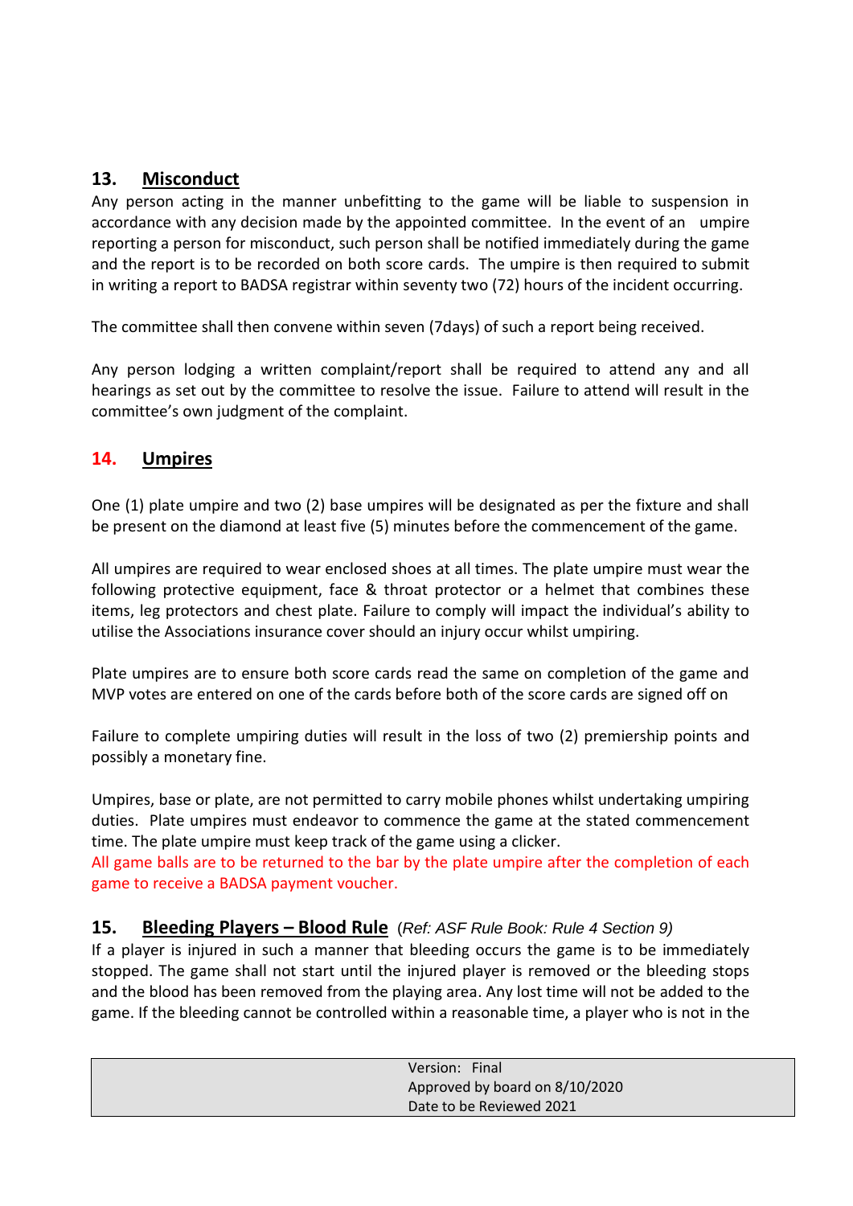## 13. Misconduct

Any person acting in the manner unbefitting to the game will be liable to suspension in accordance with any decision made by the appointed committee. In the event of an umpire reporting a person for misconduct, such person shall be notified immediately during the game and the report is to be recorded on both score cards. The umpire is then required to submit in writing a report to BADSA registrar within seventy two (72) hours of the incident occurring.

The committee shall then convene within seven (7days) of such a report being received.

Any person lodging a written complaint/report shall be required to attend any and all hearings as set out by the committee to resolve the issue. Failure to attend will result in the committee's own judgment of the complaint.

## 14. Umpires

One (1) plate umpire and two (2) base umpires will be designated as per the fixture and shall be present on the diamond at least five (5) minutes before the commencement of the game.

All umpires are required to wear enclosed shoes at all times. The plate umpire must wear the following protective equipment, face & throat protector or a helmet that combines these items, leg protectors and chest plate. Failure to comply will impact the individual's ability to utilise the Associations insurance cover should an injury occur whilst umpiring.

Plate umpires are to ensure both score cards read the same on completion of the game and MVP votes are entered on one of the cards before both of the score cards are signed off on

Failure to complete umpiring duties will result in the loss of two (2) premiership points and possibly a monetary fine.

Umpires, base or plate, are not permitted to carry mobile phones whilst undertaking umpiring duties. Plate umpires must endeavor to commence the game at the stated commencement time. The plate umpire must keep track of the game using a clicker.
All game balls are to be returned to the bar by the plate umpire after the completion of each game to receive a BADSA payment voucher.

## 15. Bleeding Players – Blood Rule *(Ref: ASF Rule Book: Rule 4 Section 9)*

If a player is injured in such a manner that bleeding occurs the game is to be immediately stopped. The game shall not start until the injured player is removed or the bleeding stops and the blood has been removed from the playing area. Any lost time will not be added to the game. If the bleeding cannot be controlled within a reasonable time, a player who is not in the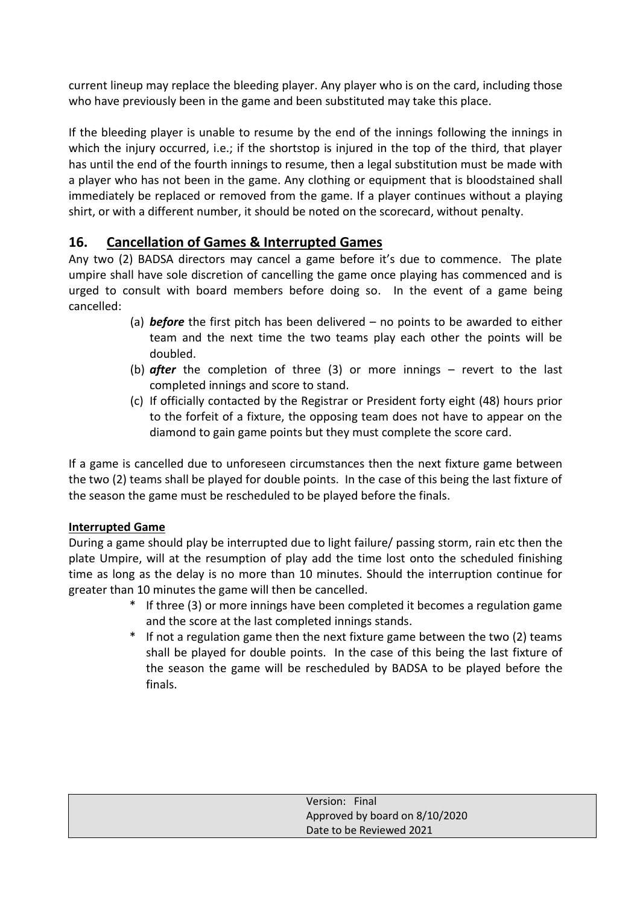current lineup may replace the bleeding player. Any player who is on the card, including those who have previously been in the game and been substituted may take this place.

If the bleeding player is unable to resume by the end of the innings following the innings in which the injury occurred, i.e.; if the shortstop is injured in the top of the third, that player has until the end of the fourth innings to resume, then a legal substitution must be made with a player who has not been in the game. Any clothing or equipment that is bloodstained shall immediately be replaced or removed from the game. If a player continues without a playing shirt, or with a different number, it should be noted on the scorecard, without penalty.

## 16. Cancellation of Games & Interrupted Games

Any two (2) BADSA directors may cancel a game before it's due to commence. The plate umpire shall have sole discretion of cancelling the game once playing has commenced and is urged to consult with board members before doing so. In the event of a game being cancelled:

(a) ***before*** the first pitch has been delivered – no points to be awarded to either team and the next time the two teams play each other the points will be doubled.

(b) ***after*** the completion of three (3) or more innings – revert to the last completed innings and score to stand.

(c) If officially contacted by the Registrar or President forty eight (48) hours prior to the forfeit of a fixture, the opposing team does not have to appear on the diamond to gain game points but they must complete the score card.

If a game is cancelled due to unforeseen circumstances then the next fixture game between the two (2) teams shall be played for double points. In the case of this being the last fixture of the season the game must be rescheduled to be played before the finals.

**Interrupted Game**

During a game should play be interrupted due to light failure/ passing storm, rain etc then the plate Umpire, will at the resumption of play add the time lost onto the scheduled finishing time as long as the delay is no more than 10 minutes. Should the interruption continue for greater than 10 minutes the game will then be cancelled.

- If three (3) or more innings have been completed it becomes a regulation game and the score at the last completed innings stands.
- If not a regulation game then the next fixture game between the two (2) teams shall be played for double points. In the case of this being the last fixture of the season the game will be rescheduled by BADSA to be played before the finals.

| | Version: Final<br>Approved by board on 8/10/2020<br>Date to be Reviewed 2021 |
|---|---|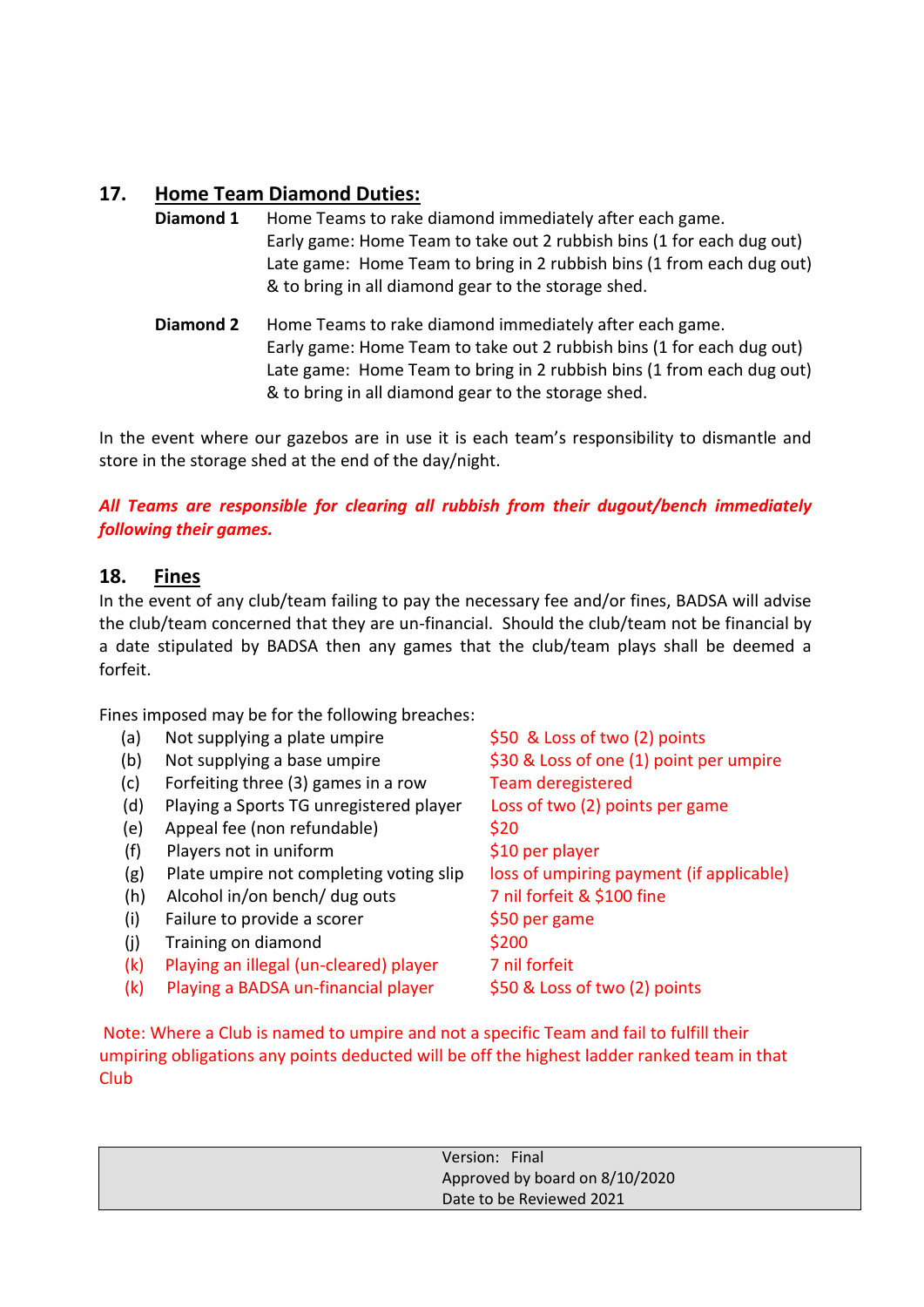## 17. Home Team Diamond Duties:

**Diamond 1** Home Teams to rake diamond immediately after each game.
Early game: Home Team to take out 2 rubbish bins (1 for each dug out)
Late game: Home Team to bring in 2 rubbish bins (1 from each dug out) & to bring in all diamond gear to the storage shed.

**Diamond 2** Home Teams to rake diamond immediately after each game.
Early game: Home Team to take out 2 rubbish bins (1 for each dug out)
Late game: Home Team to bring in 2 rubbish bins (1 from each dug out) & to bring in all diamond gear to the storage shed.

In the event where our gazebos are in use it is each team's responsibility to dismantle and store in the storage shed at the end of the day/night.

***All Teams are responsible for clearing all rubbish from their dugout/bench immediately following their games.***

## 18. Fines

In the event of any club/team failing to pay the necessary fee and/or fines, BADSA will advise the club/team concerned that they are un-financial. Should the club/team not be financial by a date stipulated by BADSA then any games that the club/team plays shall be deemed a forfeit.

Fines imposed may be for the following breaches:

| | Breach | Fine |
|---|---|---|
| (a) | Not supplying a plate umpire | $50 & Loss of two (2) points |
| (b) | Not supplying a base umpire | $30 & Loss of one (1) point per umpire |
| (c) | Forfeiting three (3) games in a row | Team deregistered |
| (d) | Playing a Sports TG unregistered player | Loss of two (2) points per game |
| (e) | Appeal fee (non refundable) | $20 |
| (f) | Players not in uniform | $10 per player |
| (g) | Plate umpire not completing voting slip | loss of umpiring payment (if applicable) |
| (h) | Alcohol in/on bench/ dug outs | 7 nil forfeit & $100 fine |
| (i) | Failure to provide a scorer | $50 per game |
| (j) | Training on diamond | $200 |
| (k) | Playing an illegal (un-cleared) player | 7 nil forfeit |
| (k) | Playing a BADSA un-financial player | $50 & Loss of two (2) points |

Note: Where a Club is named to umpire and not a specific Team and fail to fulfill their umpiring obligations any points deducted will be off the highest ladder ranked team in that Club

| Version: Final<br>Approved by board on 8/10/2020<br>Date to be Reviewed 2021 |
|---|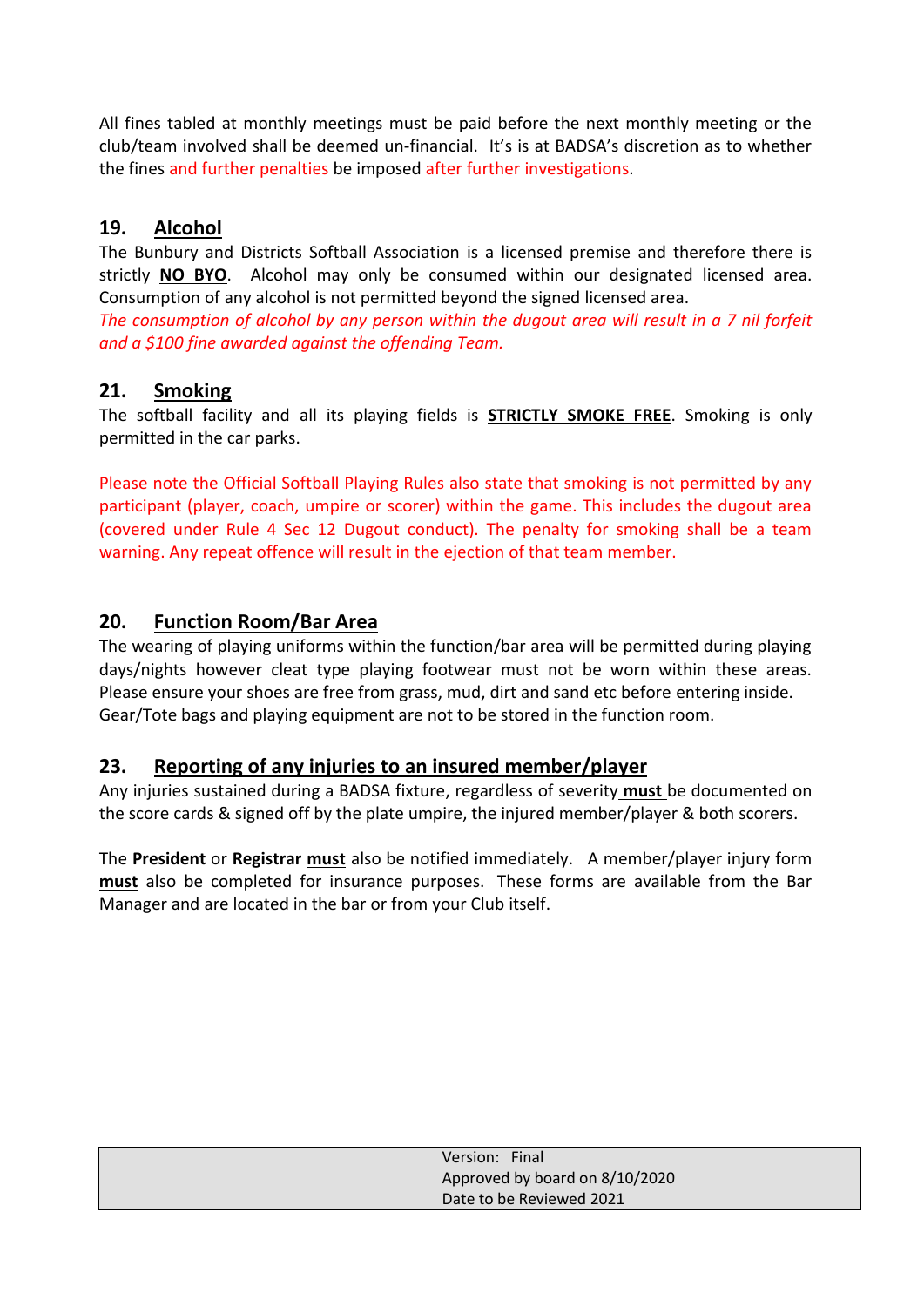All fines tabled at monthly meetings must be paid before the next monthly meeting or the club/team involved shall be deemed un-financial. It's is at BADSA's discretion as to whether the fines and further penalties be imposed after further investigations.

## 19. Alcohol

The Bunbury and Districts Softball Association is a licensed premise and therefore there is strictly **NO BYO**. Alcohol may only be consumed within our designated licensed area. Consumption of any alcohol is not permitted beyond the signed licensed area.

*The consumption of alcohol by any person within the dugout area will result in a 7 nil forfeit and a $100 fine awarded against the offending Team.*

## 21. Smoking

The softball facility and all its playing fields is **STRICTLY SMOKE FREE**. Smoking is only permitted in the car parks.

Please note the Official Softball Playing Rules also state that smoking is not permitted by any participant (player, coach, umpire or scorer) within the game. This includes the dugout area (covered under Rule 4 Sec 12 Dugout conduct). The penalty for smoking shall be a team warning. Any repeat offence will result in the ejection of that team member.

## 20. Function Room/Bar Area

The wearing of playing uniforms within the function/bar area will be permitted during playing days/nights however cleat type playing footwear must not be worn within these areas. Please ensure your shoes are free from grass, mud, dirt and sand etc before entering inside. Gear/Tote bags and playing equipment are not to be stored in the function room.

## 23. Reporting of any injuries to an insured member/player

Any injuries sustained during a BADSA fixture, regardless of severity **must** be documented on the score cards & signed off by the plate umpire, the injured member/player & both scorers.

The **President** or **Registrar must** also be notified immediately. A member/player injury form **must** also be completed for insurance purposes. These forms are available from the Bar Manager and are located in the bar or from your Club itself.

| Version: Final<br>Approved by board on 8/10/2020<br>Date to be Reviewed 2021 |
|---|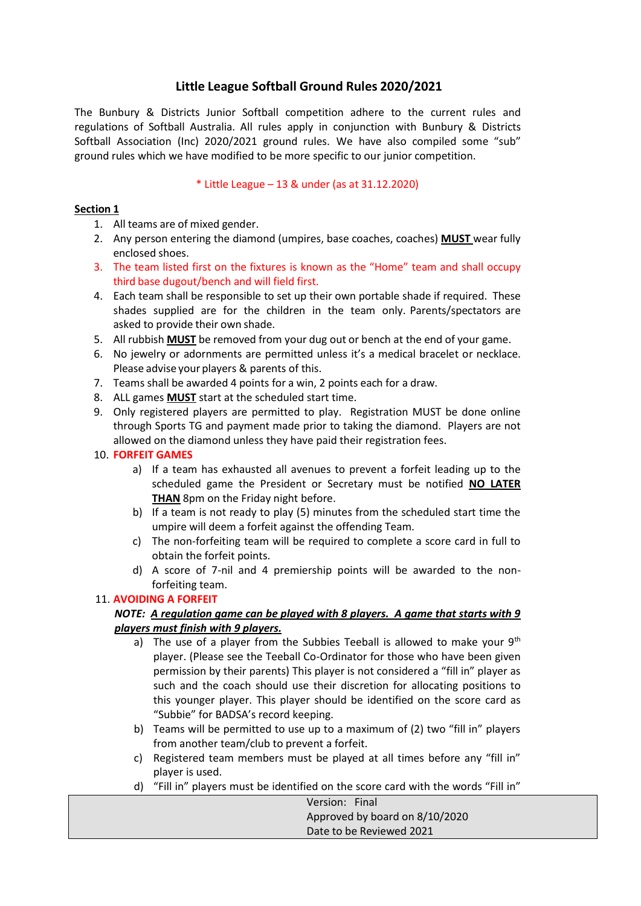# Little League Softball Ground Rules 2020/2021

The Bunbury & Districts Junior Softball competition adhere to the current rules and regulations of Softball Australia. All rules apply in conjunction with Bunbury & Districts Softball Association (Inc) 2020/2021 ground rules. We have also compiled some "sub" ground rules which we have modified to be more specific to our junior competition.

\* Little League – 13 & under (as at 31.12.2020)

**Section 1**

1. All teams are of mixed gender.
2. Any person entering the diamond (umpires, base coaches, coaches) **MUST** wear fully enclosed shoes.
3. The team listed first on the fixtures is known as the "Home" team and shall occupy third base dugout/bench and will field first.
4. Each team shall be responsible to set up their own portable shade if required. These shades supplied are for the children in the team only. Parents/spectators are asked to provide their own shade.
5. All rubbish **MUST** be removed from your dug out or bench at the end of your game.
6. No jewelry or adornments are permitted unless it's a medical bracelet or necklace. Please advise your players & parents of this.
7. Teams shall be awarded 4 points for a win, 2 points each for a draw.
8. ALL games **MUST** start at the scheduled start time.
9. Only registered players are permitted to play. Registration MUST be done online through Sports TG and payment made prior to taking the diamond. Players are not allowed on the diamond unless they have paid their registration fees.
10. **FORFEIT GAMES**
    a) If a team has exhausted all avenues to prevent a forfeit leading up to the scheduled game the President or Secretary must be notified **NO LATER THAN** 8pm on the Friday night before.
    b) If a team is not ready to play (5) minutes from the scheduled start time the umpire will deem a forfeit against the offending Team.
    c) The non-forfeiting team will be required to complete a score card in full to obtain the forfeit points.
    d) A score of 7-nil and 4 premiership points will be awarded to the non-forfeiting team.
11. **AVOIDING A FORFEIT**

    ***NOTE: A regulation game can be played with 8 players. A game that starts with 9 players must finish with 9 players.***

    a) The use of a player from the Subbies Teeball is allowed to make your 9th player. (Please see the Teeball Co-Ordinator for those who have been given permission by their parents) This player is not considered a "fill in" player as such and the coach should use their discretion for allocating positions to this younger player. This player should be identified on the score card as "Subbie" for BADSA's record keeping.
    b) Teams will be permitted to use up to a maximum of (2) two "fill in" players from another team/club to prevent a forfeit.
    c) Registered team members must be played at all times before any "fill in" player is used.
    d) "Fill in" players must be identified on the score card with the words "Fill in"

Version: Final
Approved by board on 8/10/2020
Date to be Reviewed 2021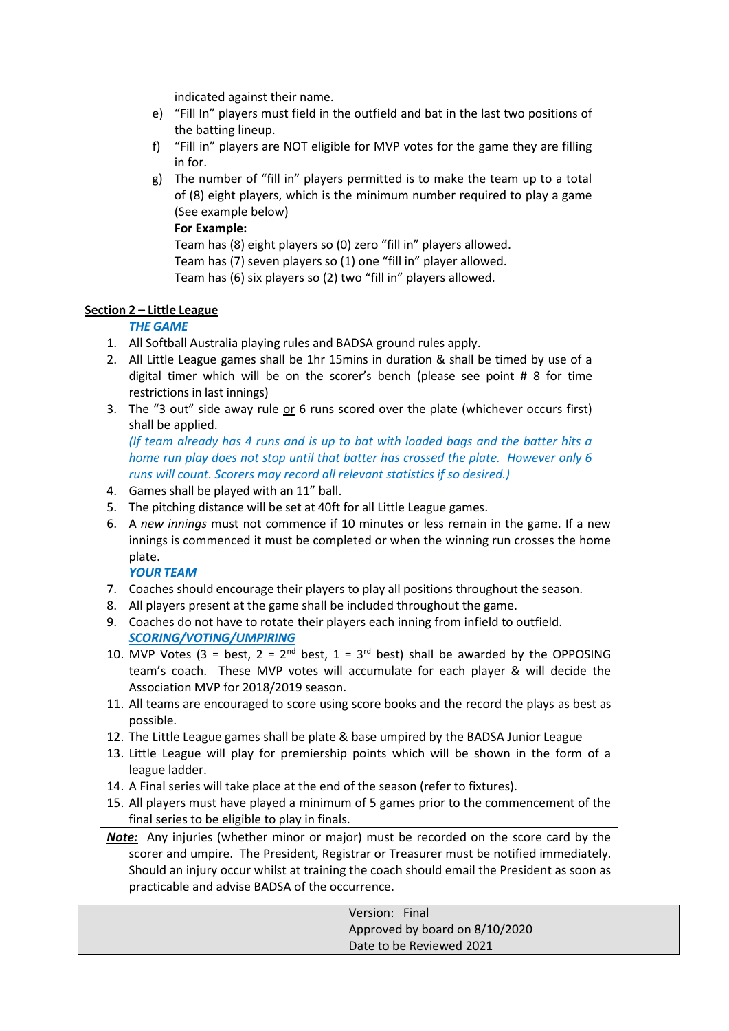indicated against their name.

e) "Fill In" players must field in the outfield and bat in the last two positions of the batting lineup.

f) "Fill in" players are NOT eligible for MVP votes for the game they are filling in for.

g) The number of "fill in" players permitted is to make the team up to a total of (8) eight players, which is the minimum number required to play a game (See example below)

**For Example:**

Team has (8) eight players so (0) zero "fill in" players allowed.
Team has (7) seven players so (1) one "fill in" player allowed.
Team has (6) six players so (2) two "fill in" players allowed.

## Section 2 – Little League

### *THE GAME*

1. All Softball Australia playing rules and BADSA ground rules apply.
2. All Little League games shall be 1hr 15mins in duration & shall be timed by use of a digital timer which will be on the scorer's bench (please see point # 8 for time restrictions in last innings)
3. The "3 out" side away rule or 6 runs scored over the plate (whichever occurs first) shall be applied.
   *(If team already has 4 runs and is up to bat with loaded bags and the batter hits a home run play does not stop until that batter has crossed the plate. However only 6 runs will count. Scorers may record all relevant statistics if so desired.)*
4. Games shall be played with an 11" ball.
5. The pitching distance will be set at 40ft for all Little League games.
6. A *new innings* must not commence if 10 minutes or less remain in the game. If a new innings is commenced it must be completed or when the winning run crosses the home plate.

### *YOUR TEAM*

7. Coaches should encourage their players to play all positions throughout the season.
8. All players present at the game shall be included throughout the game.
9. Coaches do not have to rotate their players each inning from infield to outfield.

### *SCORING/VOTING/UMPIRING*

10. MVP Votes (3 = best, 2 = 2nd best, 1 = 3rd best) shall be awarded by the OPPOSING team's coach. These MVP votes will accumulate for each player & will decide the Association MVP for 2018/2019 season.
11. All teams are encouraged to score using score books and the record the plays as best as possible.
12. The Little League games shall be plate & base umpired by the BADSA Junior League
13. Little League will play for premiership points which will be shown in the form of a league ladder.
14. A Final series will take place at the end of the season (refer to fixtures).
15. All players must have played a minimum of 5 games prior to the commencement of the final series to be eligible to play in finals.

***Note:*** Any injuries (whether minor or major) must be recorded on the score card by the scorer and umpire. The President, Registrar or Treasurer must be notified immediately. Should an injury occur whilst at training the coach should email the President as soon as practicable and advise BADSA of the occurrence.

Version: Final
Approved by board on 8/10/2020
Date to be Reviewed 2021